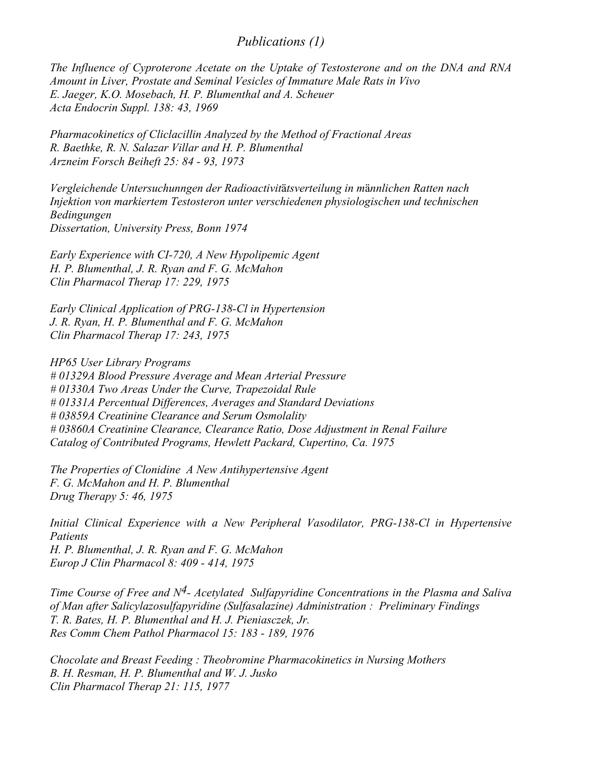# *Publications (1)*

*The Influence of Cyproterone Acetate on the Uptake of Testosterone and on the DNA and RNA Amount in Liver, Prostate and Seminal Vesicles of Immature Male Rats in Vivo*
*E. Jaeger, K.O. Mosebach, H. P. Blumenthal and A. Scheuer*
*Acta Endocrin Suppl. 138: 43, 1969*

*Pharmacokinetics of Ciclacillin Analyzed by the Method of Fractional Areas*
*R. Baethke, R. N. Salazar Villar and H. P. Blumenthal*
*Arzneim Forsch Beiheft 25: 84 - 93, 1973*

*Vergleichende Untersuchunngen der Radioactivitätsverteilung in männlichen Ratten nach Injektion von markiertem Testosteron unter verschiedenen physiologischen und technischen Bedingungen*
*Dissertation, University Press, Bonn 1974*

*Early Experience with CI-720, A New Hypolipemic Agent*
*H. P. Blumenthal, J. R. Ryan and F. G. McMahon*
*Clin Pharmacol Therap 17: 229, 1975*

*Early Clinical Application of PRG-138-Cl in Hypertension*
*J. R. Ryan, H. P. Blumenthal and F. G. McMahon*
*Clin Pharmacol Therap 17: 243, 1975*

*HP65 User Library Programs*
*# 01329A Blood Pressure Average and Mean Arterial Pressure*
*# 01330A Two Areas Under the Curve, Trapezoidal Rule*
*# 01331A Percentual Differences, Averages and Standard Deviations*
*# 03859A Creatinine Clearance and Serum Osmolality*
*# 03860A Creatinine Clearance, Clearance Ratio, Dose Adjustment in Renal Failure*
*Catalog of Contributed Programs, Hewlett Packard, Cupertino, Ca. 1975*

*The Properties of Clonidine A New Antihypertensive Agent*
*F. G. McMahon and H. P. Blumenthal*
*Drug Therapy 5: 46, 1975*

*Initial Clinical Experience with a New Peripheral Vasodilator, PRG-138-Cl in Hypertensive Patients*
*H. P. Blumenthal, J. R. Ryan and F. G. McMahon*
*Europ J Clin Pharmacol 8: 409 - 414, 1975*

*Time Course of Free and $N^4$- Acetylated Sulfapyridine Concentrations in the Plasma and Saliva of Man after Salicylazosulfapyridine (Sulfasalazine) Administration : Preliminary Findings*
*T. R. Bates, H. P. Blumenthal and H. J. Pieniasczek, Jr.*
*Res Comm Chem Pathol Pharmacol 15: 183 - 189, 1976*

*Chocolate and Breast Feeding : Theobromine Pharmacokinetics in Nursing Mothers*
*B. H. Resman, H. P. Blumenthal and W. J. Jusko*
*Clin Pharmacol Therap 21: 115, 1977*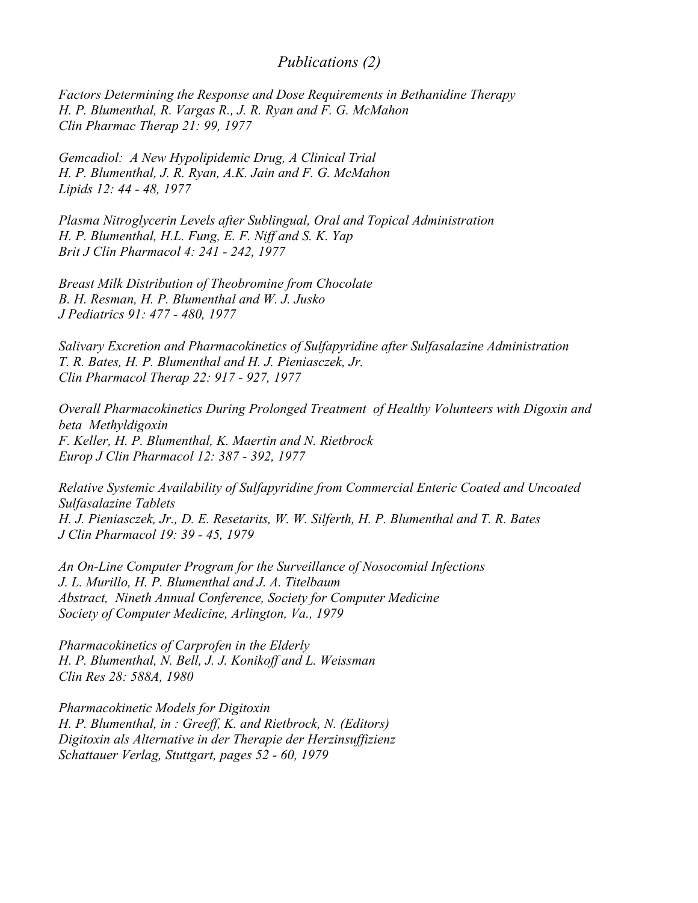## *Publications (2)*

*Factors Determining the Response and Dose Requirements in Bethanidine Therapy*
*H. P. Blumenthal, R. Vargas R., J. R. Ryan and F. G. McMahon*
*Clin Pharmac Therap 21: 99, 1977*

*Gemcadiol: A New Hypolipidemic Drug, A Clinical Trial*
*H. P. Blumenthal, J. R. Ryan, A.K. Jain and F. G. McMahon*
*Lipids 12: 44 - 48, 1977*

*Plasma Nitroglycerin Levels after Sublingual, Oral and Topical Administration*
*H. P. Blumenthal, H.L. Fung, E. F. Niff and S. K. Yap*
*Brit J Clin Pharmacol 4: 241 - 242, 1977*

*Breast Milk Distribution of Theobromine from Chocolate*
*B. H. Resman, H. P. Blumenthal and W. J. Jusko*
*J Pediatrics 91: 477 - 480, 1977*

*Salivary Excretion and Pharmacokinetics of Sulfapyridine after Sulfasalazine Administration*
*T. R. Bates, H. P. Blumenthal and H. J. Pieniasczek, Jr.*
*Clin Pharmacol Therap 22: 917 - 927, 1977*

*Overall Pharmacokinetics During Prolonged Treatment of Healthy Volunteers with Digoxin and beta Methyldigoxin*
*F. Keller, H. P. Blumenthal, K. Maertin and N. Rietbrock*
*Europ J Clin Pharmacol 12: 387 - 392, 1977*

*Relative Systemic Availability of Sulfapyridine from Commercial Enteric Coated and Uncoated Sulfasalazine Tablets*
*H. J. Pieniasczek, Jr., D. E. Resetarits, W. W. Silferth, H. P. Blumenthal and T. R. Bates*
*J Clin Pharmacol 19: 39 - 45, 1979*

*An On-Line Computer Program for the Surveillance of Nosocomial Infections*
*J. L. Murillo, H. P. Blumenthal and J. A. Titelbaum*
*Abstract, Nineth Annual Conference, Society for Computer Medicine*
*Society of Computer Medicine, Arlington, Va., 1979*

*Pharmacokinetics of Carprofen in the Elderly*
*H. P. Blumenthal, N. Bell, J. J. Konikoff and L. Weissman*
*Clin Res 28: 588A, 1980*

*Pharmacokinetic Models for Digitoxin*
*H. P. Blumenthal, in : Greeff, K. and Rietbrock, N. (Editors)*
*Digitoxin als Alternative in der Therapie der Herzinsuffizienz*
*Schattauer Verlag, Stuttgart, pages 52 - 60, 1979*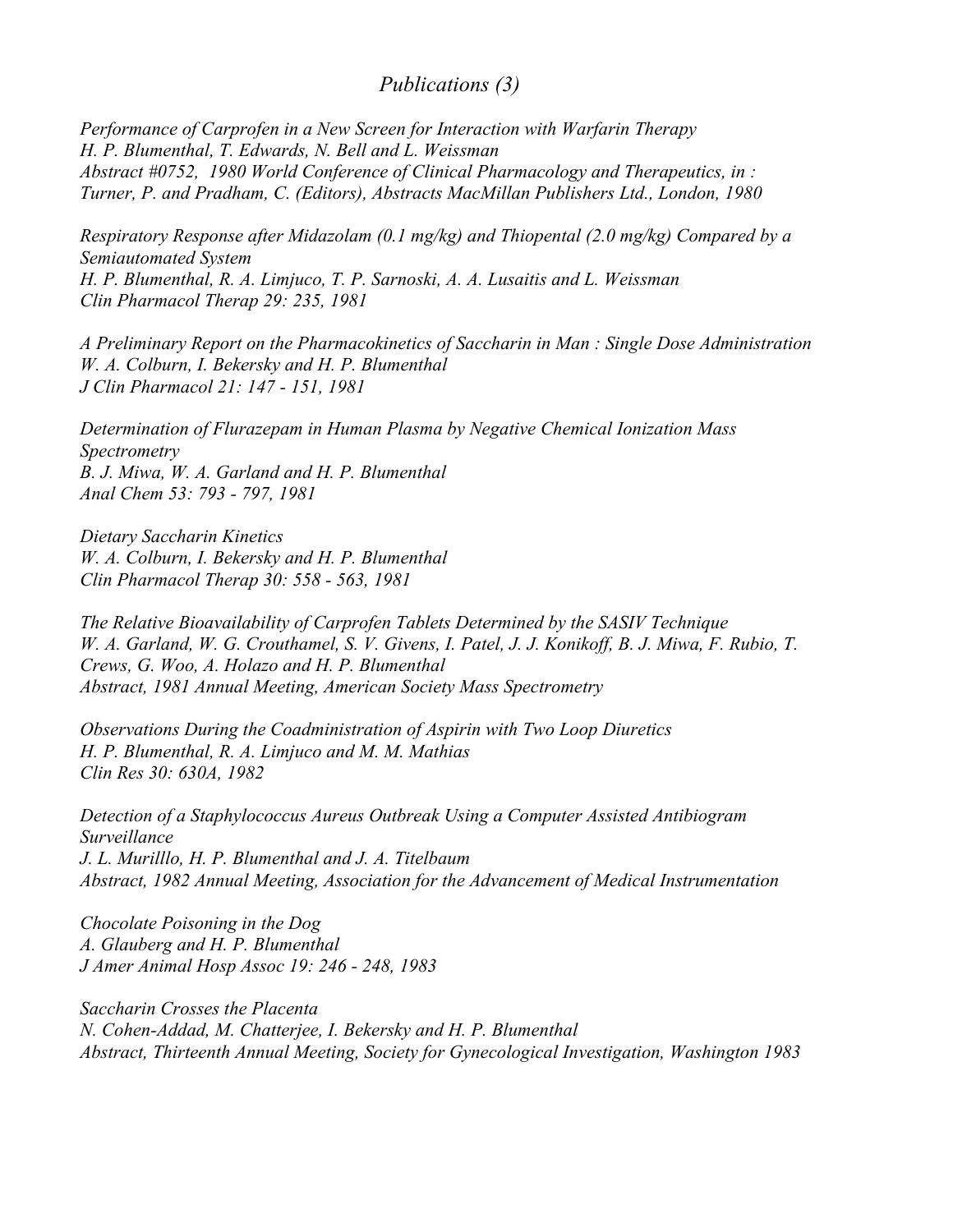# *Publications (3)*

*Performance of Carprofen in a New Screen for Interaction with Warfarin Therapy*
*H. P. Blumenthal, T. Edwards, N. Bell and L. Weissman*
*Abstract #0752, 1980 World Conference of Clinical Pharmacology and Therapeutics, in : Turner, P. and Pradham, C. (Editors), Abstracts MacMillan Publishers Ltd., London, 1980*

*Respiratory Response after Midazolam (0.1 mg/kg) and Thiopental (2.0 mg/kg) Compared by a Semiautomated System*
*H. P. Blumenthal, R. A. Limjuco, T. P. Sarnoski, A. A. Lusaitis and L. Weissman*
*Clin Pharmacol Therap 29: 235, 1981*

*A Preliminary Report on the Pharmacokinetics of Saccharin in Man : Single Dose Administration*
*W. A. Colburn, I. Bekersky and H. P. Blumenthal*
*J Clin Pharmacol 21: 147 - 151, 1981*

*Determination of Flurazepam in Human Plasma by Negative Chemical Ionization Mass Spectrometry*
*B. J. Miwa, W. A. Garland and H. P. Blumenthal*
*Anal Chem 53: 793 - 797, 1981*

*Dietary Saccharin Kinetics*
*W. A. Colburn, I. Bekersky and H. P. Blumenthal*
*Clin Pharmacol Therap 30: 558 - 563, 1981*

*The Relative Bioavailability of Carprofen Tablets Determined by the SASIV Technique*
*W. A. Garland, W. G. Crouthamel, S. V. Givens, I. Patel, J. J. Konikoff, B. J. Miwa, F. Rubio, T. Crews, G. Woo, A. Holazo and H. P. Blumenthal*
*Abstract, 1981 Annual Meeting, American Society Mass Spectrometry*

*Observations During the Coadministration of Aspirin with Two Loop Diuretics*
*H. P. Blumenthal, R. A. Limjuco and M. M. Mathias*
*Clin Res 30: 630A, 1982*

*Detection of a Staphylococcus Aureus Outbreak Using a Computer Assisted Antibiogram Surveillance*
*J. L. Murilllo, H. P. Blumenthal and J. A. Titelbaum*
*Abstract, 1982 Annual Meeting, Association for the Advancement of Medical Instrumentation*

*Chocolate Poisoning in the Dog*
*A. Glauberg and H. P. Blumenthal*
*J Amer Animal Hosp Assoc 19: 246 - 248, 1983*

*Saccharin Crosses the Placenta*
*N. Cohen-Addad, M. Chatterjee, I. Bekersky and H. P. Blumenthal*
*Abstract, Thirteenth Annual Meeting, Society for Gynecological Investigation, Washington 1983*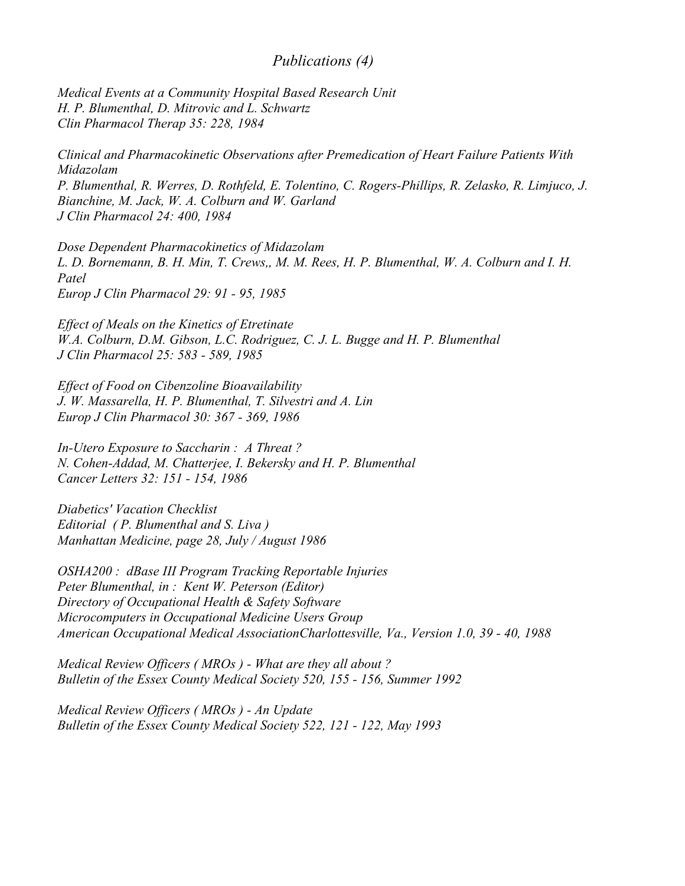# *Publications (4)*

*Medical Events at a Community Hospital Based Research Unit*
*H. P. Blumenthal, D. Mitrovic and L. Schwartz*
*Clin Pharmacol Therap 35: 228, 1984*

*Clinical and Pharmacokinetic Observations after Premedication of Heart Failure Patients With Midazolam*
*P. Blumenthal, R. Werres, D. Rothfeld, E. Tolentino, C. Rogers-Phillips, R. Zelasko, R. Limjuco, J. Bianchine, M. Jack, W. A. Colburn and W. Garland*
*J Clin Pharmacol 24: 400, 1984*

*Dose Dependent Pharmacokinetics of Midazolam*
*L. D. Bornemann, B. H. Min, T. Crews,, M. M. Rees, H. P. Blumenthal, W. A. Colburn and I. H. Patel*
*Europ J Clin Pharmacol 29: 91 - 95, 1985*

*Effect of Meals on the Kinetics of Etretinate*
*W.A. Colburn, D.M. Gibson, L.C. Rodriguez, C. J. L. Bugge and H. P. Blumenthal*
*J Clin Pharmacol 25: 583 - 589, 1985*

*Effect of Food on Cibenzoline Bioavailability*
*J. W. Massarella, H. P. Blumenthal, T. Silvestri and A. Lin*
*Europ J Clin Pharmacol 30: 367 - 369, 1986*

*In-Utero Exposure to Saccharin : A Threat ?*
*N. Cohen-Addad, M. Chatterjee, I. Bekersky and H. P. Blumenthal*
*Cancer Letters 32: 151 - 154, 1986*

*Diabetics' Vacation Checklist*
*Editorial ( P. Blumenthal and S. Liva )*
*Manhattan Medicine, page 28, July / August 1986*

*OSHA200 : dBase III Program Tracking Reportable Injuries*
*Peter Blumenthal, in : Kent W. Peterson (Editor)*
*Directory of Occupational Health & Safety Software*
*Microcomputers in Occupational Medicine Users Group*
*American Occupational Medical AssociationCharlottesville, Va., Version 1.0, 39 - 40, 1988*

*Medical Review Officers ( MROs ) - What are they all about ?*
*Bulletin of the Essex County Medical Society 520, 155 - 156, Summer 1992*

*Medical Review Officers ( MROs ) - An Update*
*Bulletin of the Essex County Medical Society 522, 121 - 122, May 1993*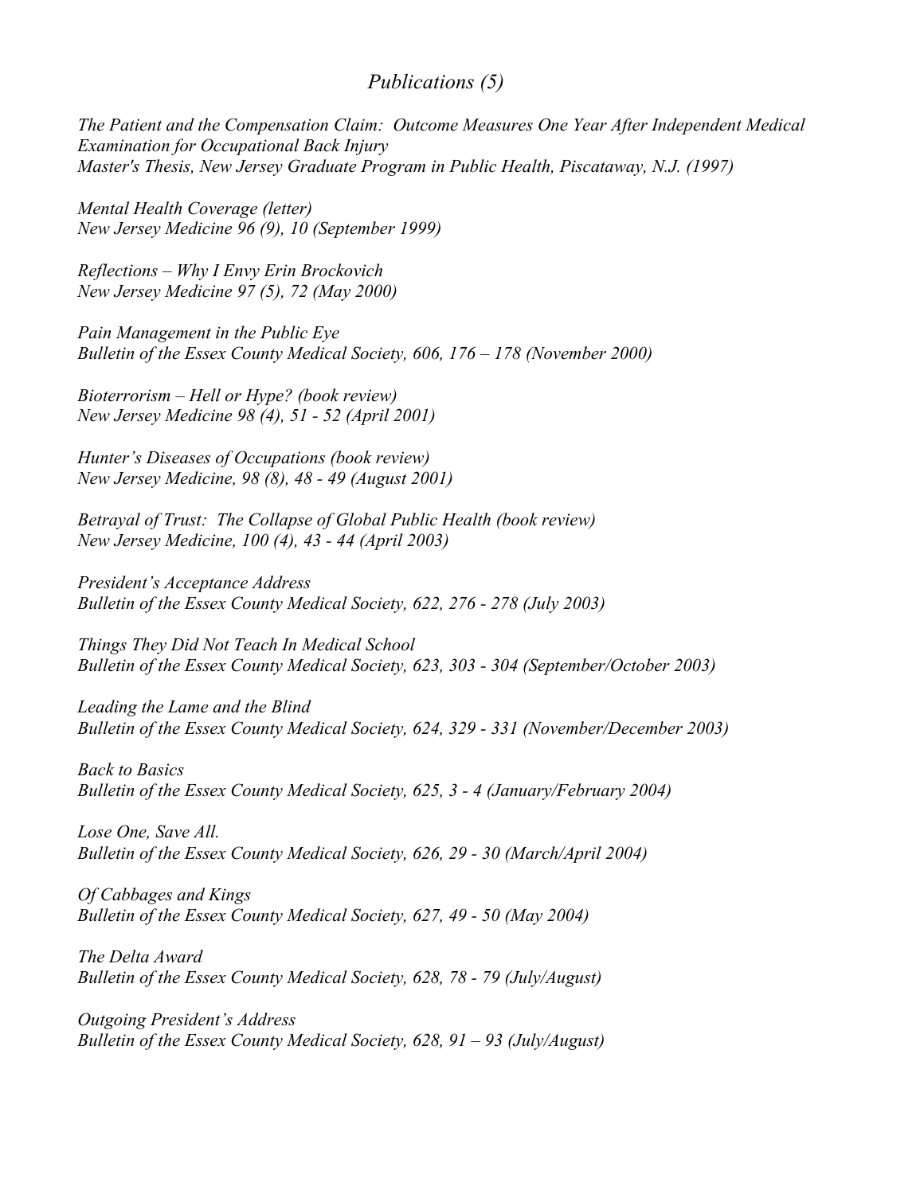## *Publications (5)*

*The Patient and the Compensation Claim: Outcome Measures One Year After Independent Medical Examination for Occupational Back Injury*
*Master's Thesis, New Jersey Graduate Program in Public Health, Piscataway, N.J. (1997)*

*Mental Health Coverage (letter)*
*New Jersey Medicine 96 (9), 10 (September 1999)*

*Reflections – Why I Envy Erin Brockovich*
*New Jersey Medicine 97 (5), 72 (May 2000)*

*Pain Management in the Public Eye*
*Bulletin of the Essex County Medical Society, 606, 176 – 178 (November 2000)*

*Bioterrorism – Hell or Hype? (book review)*
*New Jersey Medicine 98 (4), 51 - 52 (April 2001)*

*Hunter's Diseases of Occupations (book review)*
*New Jersey Medicine, 98 (8), 48 - 49 (August 2001)*

*Betrayal of Trust: The Collapse of Global Public Health (book review)*
*New Jersey Medicine, 100 (4), 43 - 44 (April 2003)*

*President's Acceptance Address*
*Bulletin of the Essex County Medical Society, 622, 276 - 278 (July 2003)*

*Things They Did Not Teach In Medical School*
*Bulletin of the Essex County Medical Society, 623, 303 - 304 (September/October 2003)*

*Leading the Lame and the Blind*
*Bulletin of the Essex County Medical Society, 624, 329 - 331 (November/December 2003)*

*Back to Basics*
*Bulletin of the Essex County Medical Society, 625, 3 - 4 (January/February 2004)*

*Lose One, Save All.*
*Bulletin of the Essex County Medical Society, 626, 29 - 30 (March/April 2004)*

*Of Cabbages and Kings*
*Bulletin of the Essex County Medical Society, 627, 49 - 50 (May 2004)*

*The Delta Award*
*Bulletin of the Essex County Medical Society, 628, 78 - 79 (July/August)*

*Outgoing President's Address*
*Bulletin of the Essex County Medical Society, 628, 91 – 93 (July/August)*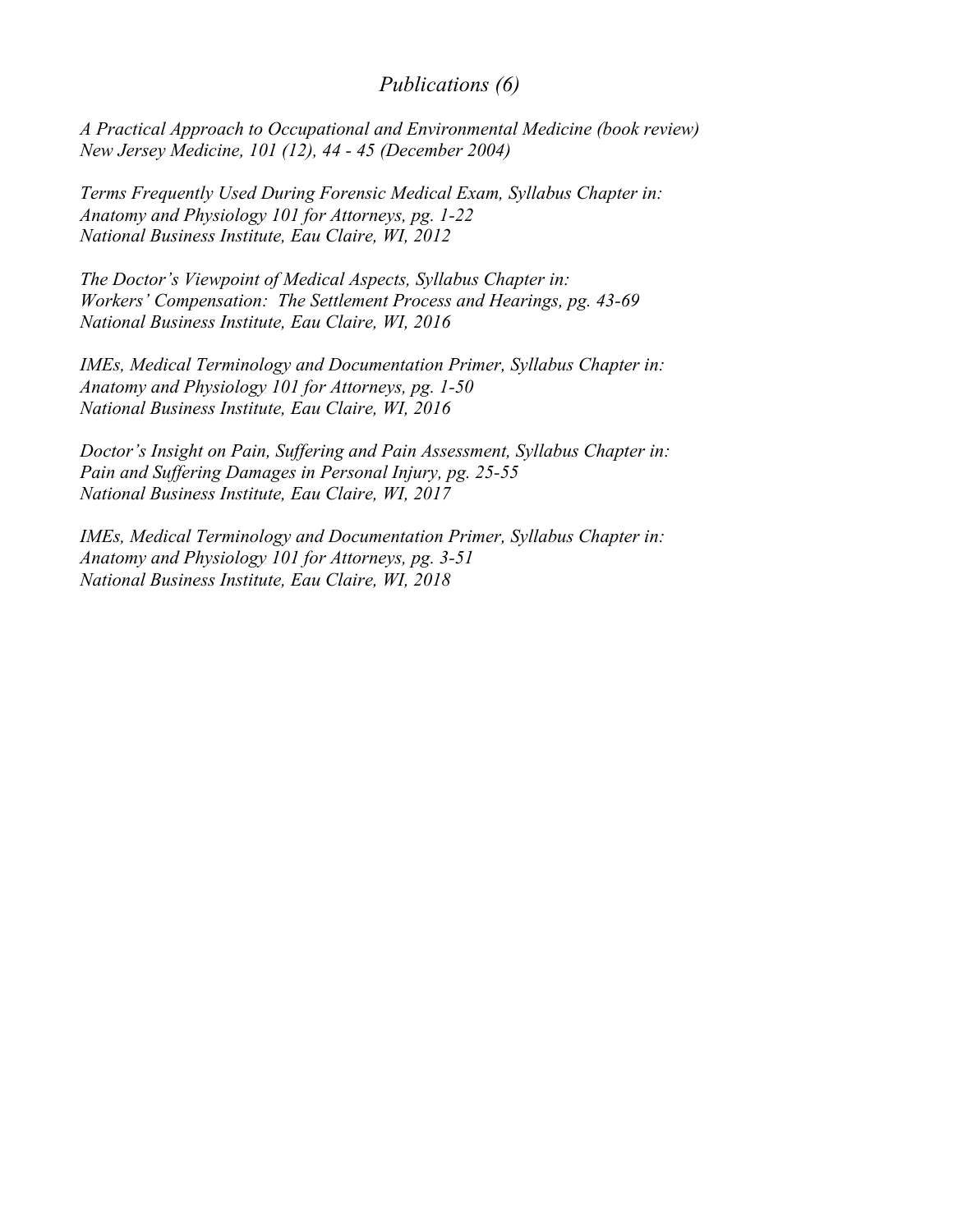## *Publications (6)*

*A Practical Approach to Occupational and Environmental Medicine (book review)*
*New Jersey Medicine, 101 (12), 44 - 45 (December 2004)*

*Terms Frequently Used During Forensic Medical Exam, Syllabus Chapter in:*
*Anatomy and Physiology 101 for Attorneys, pg. 1-22*
*National Business Institute, Eau Claire, WI, 2012*

*The Doctor's Viewpoint of Medical Aspects, Syllabus Chapter in:*
*Workers' Compensation: The Settlement Process and Hearings, pg. 43-69*
*National Business Institute, Eau Claire, WI, 2016*

*IMEs, Medical Terminology and Documentation Primer, Syllabus Chapter in:*
*Anatomy and Physiology 101 for Attorneys, pg. 1-50*
*National Business Institute, Eau Claire, WI, 2016*

*Doctor's Insight on Pain, Suffering and Pain Assessment, Syllabus Chapter in:*
*Pain and Suffering Damages in Personal Injury, pg. 25-55*
*National Business Institute, Eau Claire, WI, 2017*

*IMEs, Medical Terminology and Documentation Primer, Syllabus Chapter in:*
*Anatomy and Physiology 101 for Attorneys, pg. 3-51*
*National Business Institute, Eau Claire, WI, 2018*